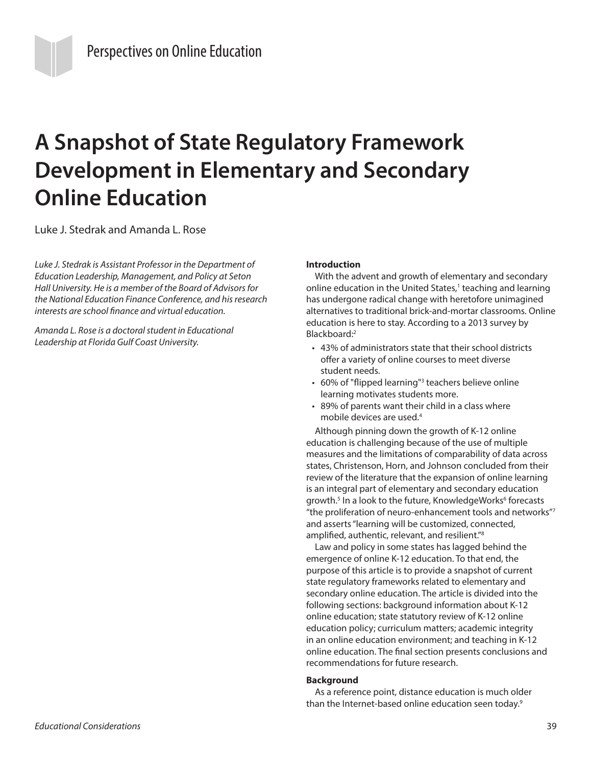Perspectives on Online Education

# A Snapshot of State Regulatory Framework Development in Elementary and Secondary Online Education

Luke J. Stedrak and Amanda L. Rose

*Luke J. Stedrak is Assistant Professor in the Department of Education Leadership, Management, and Policy at Seton Hall University. He is a member of the Board of Advisors for the National Education Finance Conference, and his research interests are school finance and virtual education.*

*Amanda L. Rose is a doctoral student in Educational Leadership at Florida Gulf Coast University.*

**Introduction**

With the advent and growth of elementary and secondary online education in the United States,[1] teaching and learning has undergone radical change with heretofore unimagined alternatives to traditional brick-and-mortar classrooms. Online education is here to stay. According to a 2013 survey by Blackboard:[2]

- 43% of administrators state that their school districts offer a variety of online courses to meet diverse student needs.
- 60% of "flipped learning"[3] teachers believe online learning motivates students more.
- 89% of parents want their child in a class where mobile devices are used.[4]

Although pinning down the growth of K-12 online education is challenging because of the use of multiple measures and the limitations of comparability of data across states, Christenson, Horn, and Johnson concluded from their review of the literature that the expansion of online learning is an integral part of elementary and secondary education growth.[5] In a look to the future, KnowledgeWorks[6] forecasts "the proliferation of neuro-enhancement tools and networks"[7] and asserts "learning will be customized, connected, amplified, authentic, relevant, and resilient."[8]

Law and policy in some states has lagged behind the emergence of online K-12 education. To that end, the purpose of this article is to provide a snapshot of current state regulatory frameworks related to elementary and secondary online education. The article is divided into the following sections: background information about K-12 online education; state statutory review of K-12 online education policy; curriculum matters; academic integrity in an online education environment; and teaching in K-12 online education. The final section presents conclusions and recommendations for future research.

**Background**

As a reference point, distance education is much older than the Internet-based online education seen today.[9]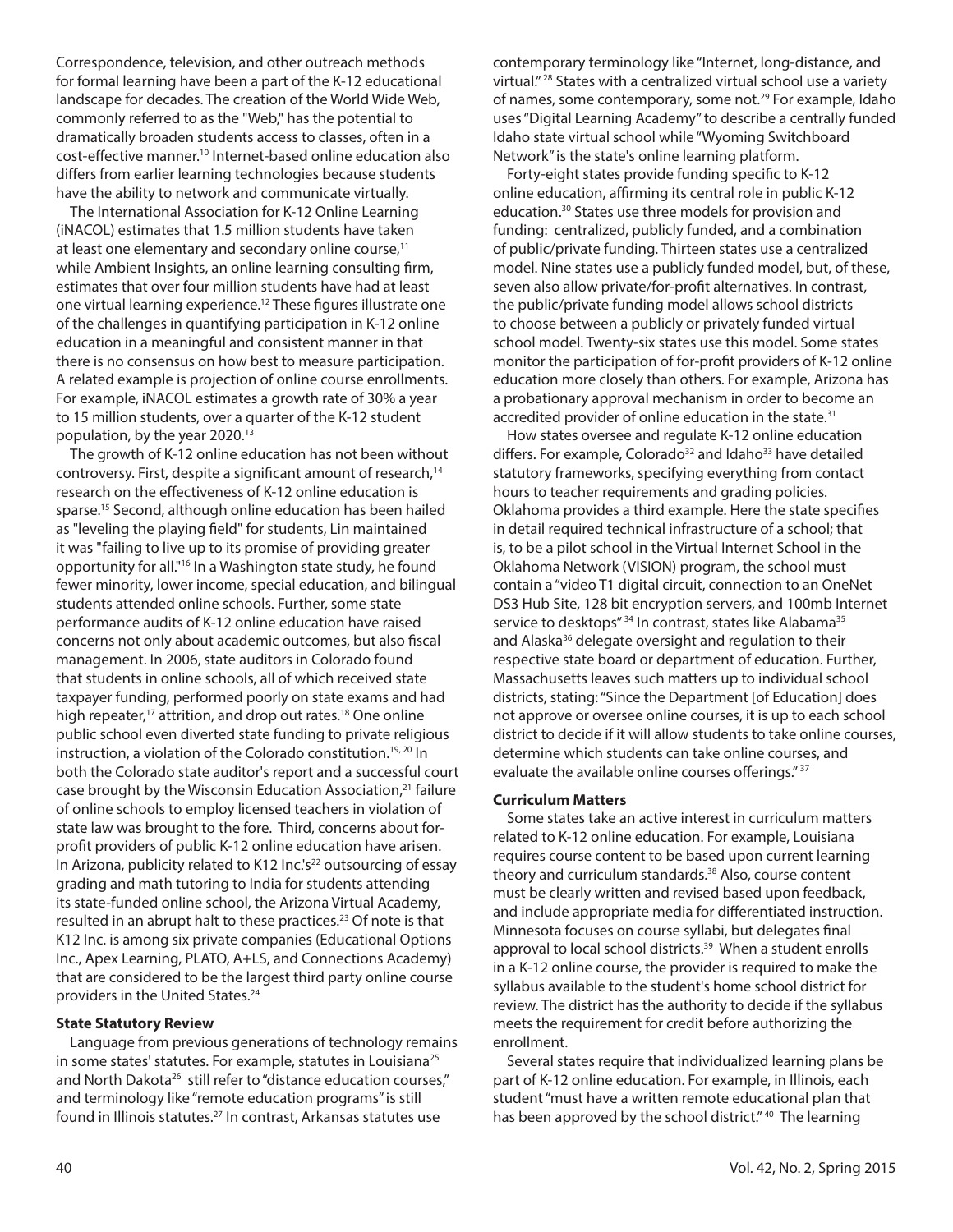Correspondence, television, and other outreach methods for formal learning have been a part of the K-12 educational landscape for decades. The creation of the World Wide Web, commonly referred to as the "Web," has the potential to dramatically broaden students access to classes, often in a cost-effective manner.[10] Internet-based online education also differs from earlier learning technologies because students have the ability to network and communicate virtually.

The International Association for K-12 Online Learning (iNACOL) estimates that 1.5 million students have taken at least one elementary and secondary online course,[11] while Ambient Insights, an online learning consulting firm, estimates that over four million students have had at least one virtual learning experience.[12] These figures illustrate one of the challenges in quantifying participation in K-12 online education in a meaningful and consistent manner in that there is no consensus on how best to measure participation. A related example is projection of online course enrollments. For example, iNACOL estimates a growth rate of 30% a year to 15 million students, over a quarter of the K-12 student population, by the year 2020.[13]

The growth of K-12 online education has not been without controversy. First, despite a significant amount of research,[14] research on the effectiveness of K-12 online education is sparse.[15] Second, although online education has been hailed as "leveling the playing field" for students, Lin maintained it was "failing to live up to its promise of providing greater opportunity for all."[16] In a Washington state study, he found fewer minority, lower income, special education, and bilingual students attended online schools. Further, some state performance audits of K-12 online education have raised concerns not only about academic outcomes, but also fiscal management. In 2006, state auditors in Colorado found that students in online schools, all of which received state taxpayer funding, performed poorly on state exams and had high repeater,[17] attrition, and drop out rates.[18] One online public school even diverted state funding to private religious instruction, a violation of the Colorado constitution.[19, 20] In both the Colorado state auditor's report and a successful court case brought by the Wisconsin Education Association,[21] failure of online schools to employ licensed teachers in violation of state law was brought to the fore. Third, concerns about for-profit providers of public K-12 online education have arisen. In Arizona, publicity related to K12 Inc.'s[22] outsourcing of essay grading and math tutoring to India for students attending its state-funded online school, the Arizona Virtual Academy, resulted in an abrupt halt to these practices.[23] Of note is that K12 Inc. is among six private companies (Educational Options Inc., Apex Learning, PLATO, A+LS, and Connections Academy) that are considered to be the largest third party online course providers in the United States.[24]

**State Statutory Review**

Language from previous generations of technology remains in some states' statutes. For example, statutes in Louisiana[25] and North Dakota[26] still refer to "distance education courses," and terminology like "remote education programs" is still found in Illinois statutes.[27] In contrast, Arkansas statutes use contemporary terminology like "Internet, long-distance, and virtual."[28] States with a centralized virtual school use a variety of names, some contemporary, some not.[29] For example, Idaho uses "Digital Learning Academy" to describe a centrally funded Idaho state virtual school while "Wyoming Switchboard Network" is the state's online learning platform.

Forty-eight states provide funding specific to K-12 online education, affirming its central role in public K-12 education.[30] States use three models for provision and funding: centralized, publicly funded, and a combination of public/private funding. Thirteen states use a centralized model. Nine states use a publicly funded model, but, of these, seven also allow private/for-profit alternatives. In contrast, the public/private funding model allows school districts to choose between a publicly or privately funded virtual school model. Twenty-six states use this model. Some states monitor the participation of for-profit providers of K-12 online education more closely than others. For example, Arizona has a probationary approval mechanism in order to become an accredited provider of online education in the state.[31]

How states oversee and regulate K-12 online education differs. For example, Colorado[32] and Idaho[33] have detailed statutory frameworks, specifying everything from contact hours to teacher requirements and grading policies. Oklahoma provides a third example. Here the state specifies in detail required technical infrastructure of a school; that is, to be a pilot school in the Virtual Internet School in the Oklahoma Network (VISION) program, the school must contain a "video T1 digital circuit, connection to an OneNet DS3 Hub Site, 128 bit encryption servers, and 100mb Internet service to desktops"[34] In contrast, states like Alabama[35] and Alaska[36] delegate oversight and regulation to their respective state board or department of education. Further, Massachusetts leaves such matters up to individual school districts, stating: "Since the Department [of Education] does not approve or oversee online courses, it is up to each school district to decide if it will allow students to take online courses, determine which students can take online courses, and evaluate the available online courses offerings."[37]

**Curriculum Matters**

Some states take an active interest in curriculum matters related to K-12 online education. For example, Louisiana requires course content to be based upon current learning theory and curriculum standards.[38] Also, course content must be clearly written and revised based upon feedback, and include appropriate media for differentiated instruction. Minnesota focuses on course syllabi, but delegates final approval to local school districts.[39] When a student enrolls in a K-12 online course, the provider is required to make the syllabus available to the student's home school district for review. The district has the authority to decide if the syllabus meets the requirement for credit before authorizing the enrollment.

Several states require that individualized learning plans be part of K-12 online education. For example, in Illinois, each student "must have a written remote educational plan that has been approved by the school district."[40] The learning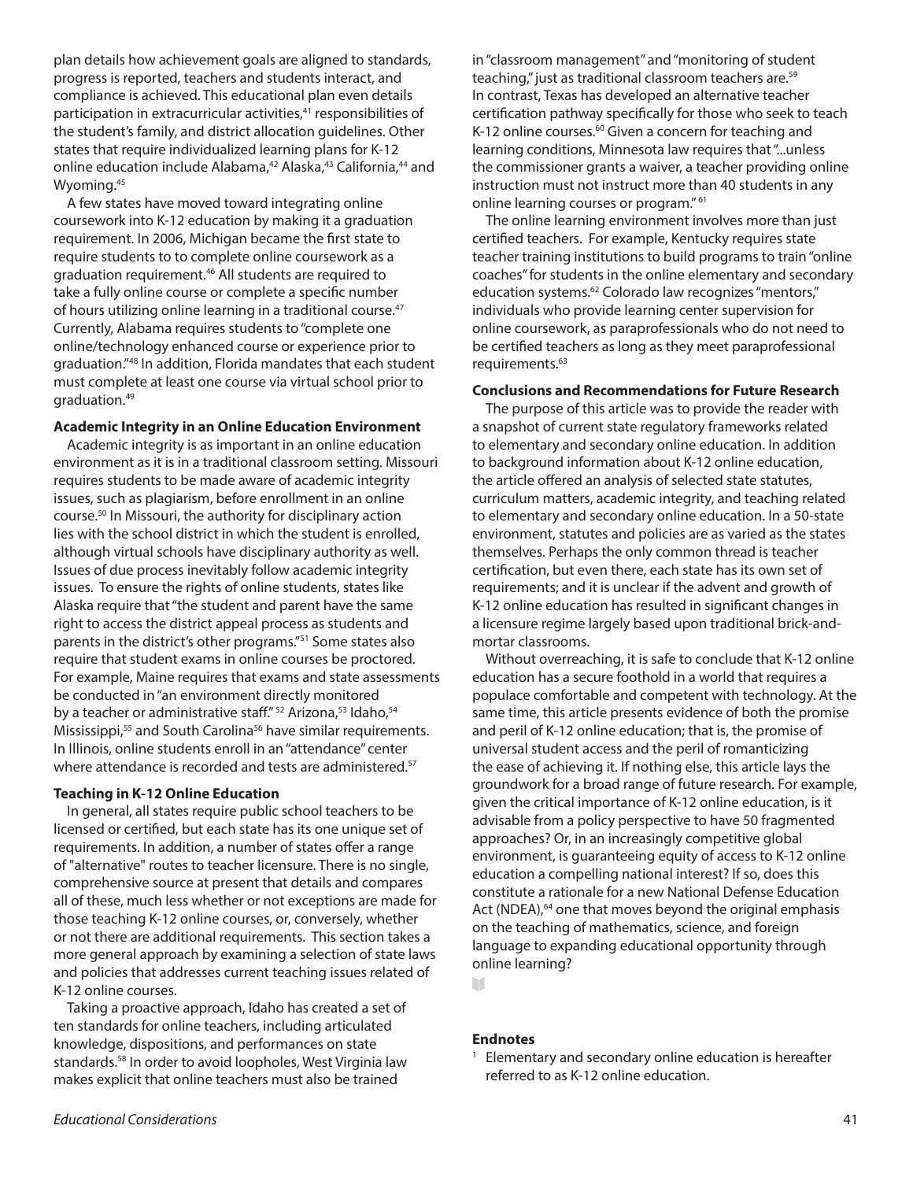plan details how achievement goals are aligned to standards, progress is reported, teachers and students interact, and compliance is achieved. This educational plan even details participation in extracurricular activities,[41] responsibilities of the student's family, and district allocation guidelines. Other states that require individualized learning plans for K-12 online education include Alabama,[42] Alaska,[43] California,[44] and Wyoming.[45]

A few states have moved toward integrating online coursework into K-12 education by making it a graduation requirement. In 2006, Michigan became the first state to require students to to complete online coursework as a graduation requirement.[46] All students are required to take a fully online course or complete a specific number of hours utilizing online learning in a traditional course.[47] Currently, Alabama requires students to "complete one online/technology enhanced course or experience prior to graduation."[48] In addition, Florida mandates that each student must complete at least one course via virtual school prior to graduation.[49]

**Academic Integrity in an Online Education Environment**

Academic integrity is as important in an online education environment as it is in a traditional classroom setting. Missouri requires students to be made aware of academic integrity issues, such as plagiarism, before enrollment in an online course.[50] In Missouri, the authority for disciplinary action lies with the school district in which the student is enrolled, although virtual schools have disciplinary authority as well. Issues of due process inevitably follow academic integrity issues. To ensure the rights of online students, states like Alaska require that "the student and parent have the same right to access the district appeal process as students and parents in the district's other programs."[51] Some states also require that student exams in online courses be proctored. For example, Maine requires that exams and state assessments be conducted in "an environment directly monitored by a teacher or administrative staff." [52] Arizona,[53] Idaho,[54] Mississippi,[55] and South Carolina[56] have similar requirements. In Illinois, online students enroll in an "attendance" center where attendance is recorded and tests are administered.[57]

**Teaching in K-12 Online Education**

In general, all states require public school teachers to be licensed or certified, but each state has its one unique set of requirements. In addition, a number of states offer a range of "alternative" routes to teacher licensure. There is no single, comprehensive source at present that details and compares all of these, much less whether or not exceptions are made for those teaching K-12 online courses, or, conversely, whether or not there are additional requirements. This section takes a more general approach by examining a selection of state laws and policies that addresses current teaching issues related of K-12 online courses.

Taking a proactive approach, Idaho has created a set of ten standards for online teachers, including articulated knowledge, dispositions, and performances on state standards.[58] In order to avoid loopholes, West Virginia law makes explicit that online teachers must also be trained in "classroom management" and "monitoring of student teaching," just as traditional classroom teachers are.[59] In contrast, Texas has developed an alternative teacher certification pathway specifically for those who seek to teach K-12 online courses.[60] Given a concern for teaching and learning conditions, Minnesota law requires that "...unless the commissioner grants a waiver, a teacher providing online instruction must not instruct more than 40 students in any online learning courses or program." [61]

The online learning environment involves more than just certified teachers. For example, Kentucky requires state teacher training institutions to build programs to train "online coaches" for students in the online elementary and secondary education systems.[62] Colorado law recognizes "mentors," individuals who provide learning center supervision for online coursework, as paraprofessionals who do not need to be certified teachers as long as they meet paraprofessional requirements.[63]

**Conclusions and Recommendations for Future Research**

The purpose of this article was to provide the reader with a snapshot of current state regulatory frameworks related to elementary and secondary online education. In addition to background information about K-12 online education, the article offered an analysis of selected state statutes, curriculum matters, academic integrity, and teaching related to elementary and secondary online education. In a 50-state environment, statutes and policies are as varied as the states themselves. Perhaps the only common thread is teacher certification, but even there, each state has its own set of requirements; and it is unclear if the advent and growth of K-12 online education has resulted in significant changes in a licensure regime largely based upon traditional brick-and-mortar classrooms.

Without overreaching, it is safe to conclude that K-12 online education has a secure foothold in a world that requires a populace comfortable and competent with technology. At the same time, this article presents evidence of both the promise and peril of K-12 online education; that is, the promise of universal student access and the peril of romanticizing the ease of achieving it. If nothing else, this article lays the groundwork for a broad range of future research. For example, given the critical importance of K-12 online education, is it advisable from a policy perspective to have 50 fragmented approaches? Or, in an increasingly competitive global environment, is guaranteeing equity of access to K-12 online education a compelling national interest? If so, does this constitute a rationale for a new National Defense Education Act (NDEA),[64] one that moves beyond the original emphasis on the teaching of mathematics, science, and foreign language to expanding educational opportunity through online learning?

**Endnotes**

[1] Elementary and secondary online education is hereafter referred to as K-12 online education.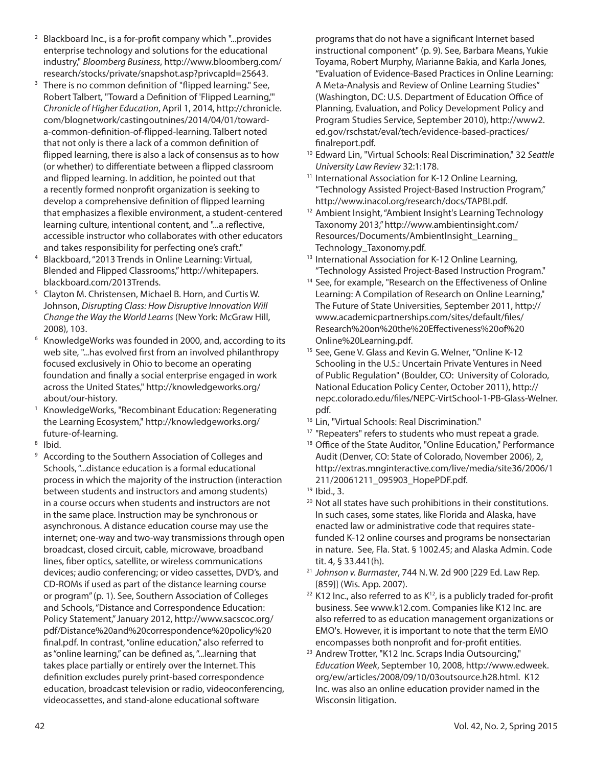[2] Blackboard Inc., is a for-profit company which "...provides enterprise technology and solutions for the educational industry," *Bloomberg Business*, http://www.bloomberg.com/research/stocks/private/snapshot.asp?privcapId=25643.

[3] There is no common definition of "flipped learning." See, Robert Talbert, "Toward a Definition of 'Flipped Learning,'" *Chronicle of Higher Education*, April 1, 2014, http://chronicle.com/blognetwork/castingoutnines/2014/04/01/toward-a-common-definition-of-flipped-learning. Talbert noted that not only is there a lack of a common definition of flipped learning, there is also a lack of consensus as to how (or whether) to differentiate between a flipped classroom and flipped learning. In addition, he pointed out that a recently formed nonprofit organization is seeking to develop a comprehensive definition of flipped learning that emphasizes a flexible environment, a student-centered learning culture, intentional content, and "...a reflective, accessible instructor who collaborates with other educators and takes responsibility for perfecting one's craft."

[4] Blackboard, "2013 Trends in Online Learning: Virtual, Blended and Flipped Classrooms," http://whitepapers.blackboard.com/2013Trends.

[5] Clayton M. Christensen, Michael B. Horn, and Curtis W. Johnson, *Disrupting Class: How Disruptive Innovation Will Change the Way the World Learns* (New York: McGraw Hill, 2008), 103.

[6] KnowledgeWorks was founded in 2000, and, according to its web site, "...has evolved first from an involved philanthropy focused exclusively in Ohio to become an operating foundation and finally a social enterprise engaged in work across the United States," http://knowledgeworks.org/about/our-history.

[7] KnowledgeWorks, "Recombinant Education: Regenerating the Learning Ecosystem," http://knowledgeworks.org/future-of-learning.

[8] Ibid.

[9] According to the Southern Association of Colleges and Schools, "...distance education is a formal educational process in which the majority of the instruction (interaction between students and instructors and among students) in a course occurs when students and instructors are not in the same place. Instruction may be synchronous or asynchronous. A distance education course may use the internet; one-way and two-way transmissions through open broadcast, closed circuit, cable, microwave, broadband lines, fiber optics, satellite, or wireless communications devices; audio conferencing; or video cassettes, DVD's, and CD-ROMs if used as part of the distance learning course or program" (p. 1). See, Southern Association of Colleges and Schools, "Distance and Correspondence Education: Policy Statement," January 2012, http://www.sacscoc.org/pdf/Distance%20and%20correspondence%20policy%20final.pdf. In contrast, "online education," also referred to as "online learning," can be defined as, "...learning that takes place partially or entirely over the Internet. This definition excludes purely print-based correspondence education, broadcast television or radio, videoconferencing, videocassettes, and stand-alone educational software programs that do not have a significant Internet based instructional component" (p. 9). See, Barbara Means, Yukie Toyama, Robert Murphy, Marianne Bakia, and Karla Jones, "Evaluation of Evidence-Based Practices in Online Learning: A Meta-Analysis and Review of Online Learning Studies" (Washington, DC: U.S. Department of Education Office of Planning, Evaluation, and Policy Development Policy and Program Studies Service, September 2010), http://www2.ed.gov/rschstat/eval/tech/evidence-based-practices/finalreport.pdf.

[10] Edward Lin, "Virtual Schools: Real Discrimination," 32 *Seattle University Law Review* 32:1:178.

[11] International Association for K-12 Online Learning, "Technology Assisted Project-Based Instruction Program," http://www.inacol.org/research/docs/TAPBI.pdf.

[12] Ambient Insight, "Ambient Insight's Learning Technology Taxonomy 2013," http://www.ambientinsight.com/Resources/Documents/AmbientInsight_Learning_Technology_Taxonomy.pdf.

[13] International Association for K-12 Online Learning, "Technology Assisted Project-Based Instruction Program."

[14] See, for example, "Research on the Effectiveness of Online Learning: A Compilation of Research on Online Learning," The Future of State Universities, September 2011, http://www.academicpartnerships.com/sites/default/files/Research%20on%20the%20Effectiveness%20of%20Online%20Learning.pdf.

[15] See, Gene V. Glass and Kevin G. Welner, "Online K-12 Schooling in the U.S.: Uncertain Private Ventures in Need of Public Regulation" (Boulder, CO: University of Colorado, National Education Policy Center, October 2011), http://nepc.colorado.edu/files/NEPC-VirtSchool-1-PB-Glass-Welner.pdf.

[16] Lin, "Virtual Schools: Real Discrimination."

[17] "Repeaters" refers to students who must repeat a grade.

[18] Office of the State Auditor, "Online Education," Performance Audit (Denver, CO: State of Colorado, November 2006), 2, http://extras.mnginteractive.com/live/media/site36/2006/1211/20061211_095903_HopePDF.pdf.

[19] Ibid., 3.

[20] Not all states have such prohibitions in their constitutions. In such cases, some states, like Florida and Alaska, have enacted law or administrative code that requires state-funded K-12 online courses and programs be nonsectarian in nature. See, Fla. Stat. § 1002.45; and Alaska Admin. Code tit. 4, § 33.441(h).

[21] *Johnson v. Burmaster*, 744 N. W. 2d 900 [229 Ed. Law Rep. [859]] (Wis. App. 2007).

[22] K12 Inc., also referred to as $K^{12}$, is a publicly traded for-profit business. See www.k12.com. Companies like K12 Inc. are also referred to as education management organizations or EMO's. However, it is important to note that the term EMO encompasses both nonprofit and for-profit entities.

[23] Andrew Trotter, "K12 Inc. Scraps India Outsourcing," *Education Week*, September 10, 2008, http://www.edweek.org/ew/articles/2008/09/10/03outsource.h28.html. K12 Inc. was also an online education provider named in the Wisconsin litigation.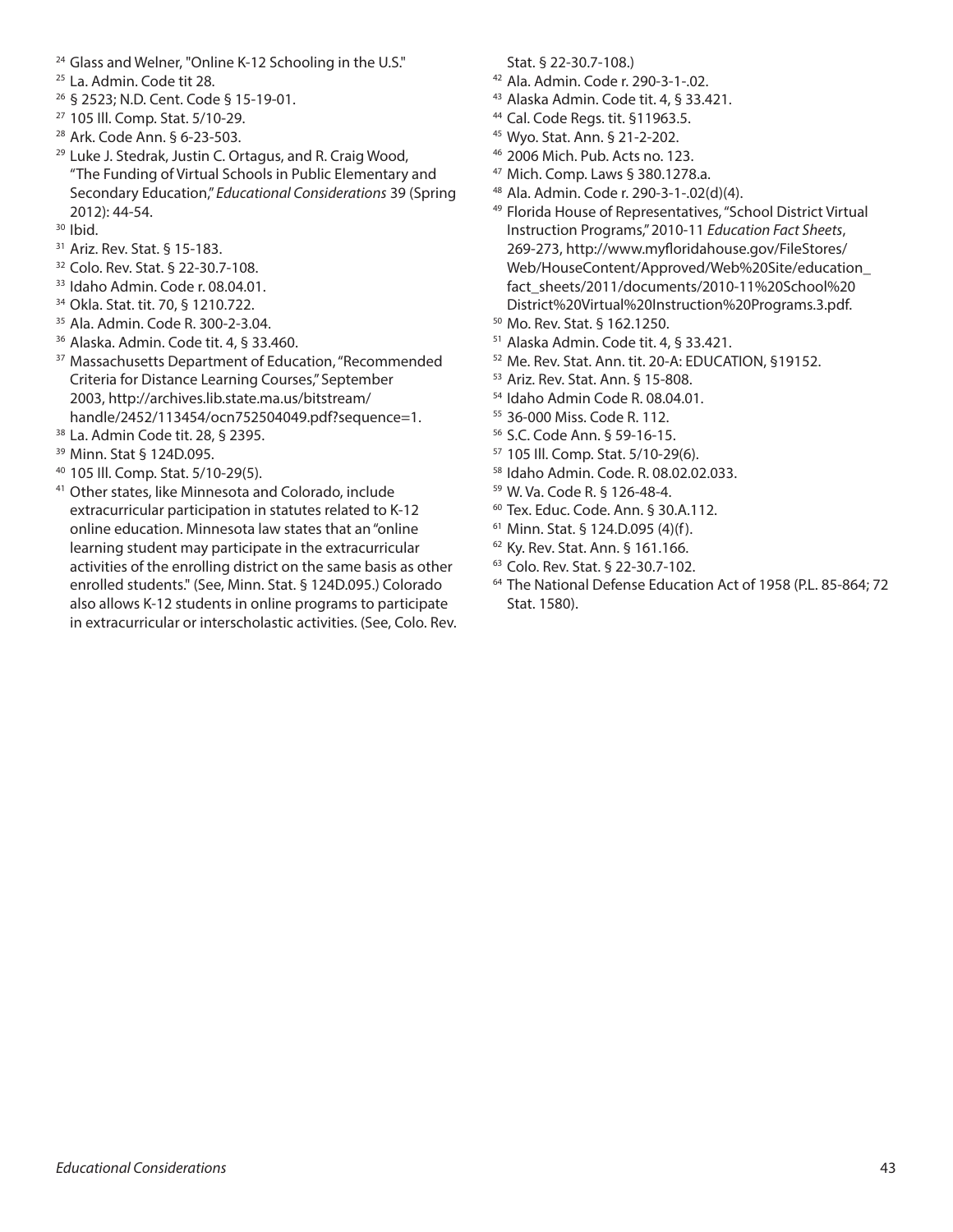[24] Glass and Welner, "Online K-12 Schooling in the U.S."

[25] La. Admin. Code tit 28.

[26] § 2523; N.D. Cent. Code § 15-19-01.

[27] 105 Ill. Comp. Stat. 5/10-29.

[28] Ark. Code Ann. § 6-23-503.

[29] Luke J. Stedrak, Justin C. Ortagus, and R. Craig Wood, "The Funding of Virtual Schools in Public Elementary and Secondary Education," *Educational Considerations* 39 (Spring 2012): 44-54.

[30] Ibid.

[31] Ariz. Rev. Stat. § 15-183.

[32] Colo. Rev. Stat. § 22-30.7-108.

[33] Idaho Admin. Code r. 08.04.01.

[34] Okla. Stat. tit. 70, § 1210.722.

[35] Ala. Admin. Code R. 300-2-3.04.

[36] Alaska. Admin. Code tit. 4, § 33.460.

[37] Massachusetts Department of Education, "Recommended Criteria for Distance Learning Courses," September 2003, http://archives.lib.state.ma.us/bitstream/handle/2452/113454/ocn752504049.pdf?sequence=1.

[38] La. Admin Code tit. 28, § 2395.

[39] Minn. Stat § 124D.095.

[40] 105 Ill. Comp. Stat. 5/10-29(5).

[41] Other states, like Minnesota and Colorado, include extracurricular participation in statutes related to K-12 online education. Minnesota law states that an "online learning student may participate in the extracurricular activities of the enrolling district on the same basis as other enrolled students." (See, Minn. Stat. § 124D.095.) Colorado also allows K-12 students in online programs to participate in extracurricular or interscholastic activities. (See, Colo. Rev. Stat. § 22-30.7-108.)

[42] Ala. Admin. Code r. 290-3-1-.02.

[43] Alaska Admin. Code tit. 4, § 33.421.

[44] Cal. Code Regs. tit. §11963.5.

[45] Wyo. Stat. Ann. § 21-2-202.

[46] 2006 Mich. Pub. Acts no. 123.

[47] Mich. Comp. Laws § 380.1278.a.

[48] Ala. Admin. Code r. 290-3-1-.02(d)(4).

[49] Florida House of Representatives, "School District Virtual Instruction Programs," 2010-11 *Education Fact Sheets*, 269-273, http://www.myfloridahouse.gov/FileStores/Web/HouseContent/Approved/Web%20Site/education_fact_sheets/2011/documents/2010-11%20School%20District%20Virtual%20Instruction%20Programs.3.pdf.

[50] Mo. Rev. Stat. § 162.1250.

[51] Alaska Admin. Code tit. 4, § 33.421.

[52] Me. Rev. Stat. Ann. tit. 20-A: EDUCATION, §19152.

[53] Ariz. Rev. Stat. Ann. § 15-808.

[54] Idaho Admin Code R. 08.04.01.

[55] 36-000 Miss. Code R. 112.

[56] S.C. Code Ann. § 59-16-15.

[57] 105 Ill. Comp. Stat. 5/10-29(6).

[58] Idaho Admin. Code. R. 08.02.02.033.

[59] W. Va. Code R. § 126-48-4.

[60] Tex. Educ. Code. Ann. § 30.A.112.

[61] Minn. Stat. § 124.D.095 (4)(f).

[62] Ky. Rev. Stat. Ann. § 161.166.

[63] Colo. Rev. Stat. § 22-30.7-102.

[64] The National Defense Education Act of 1958 (P.L. 85-864; 72 Stat. 1580).